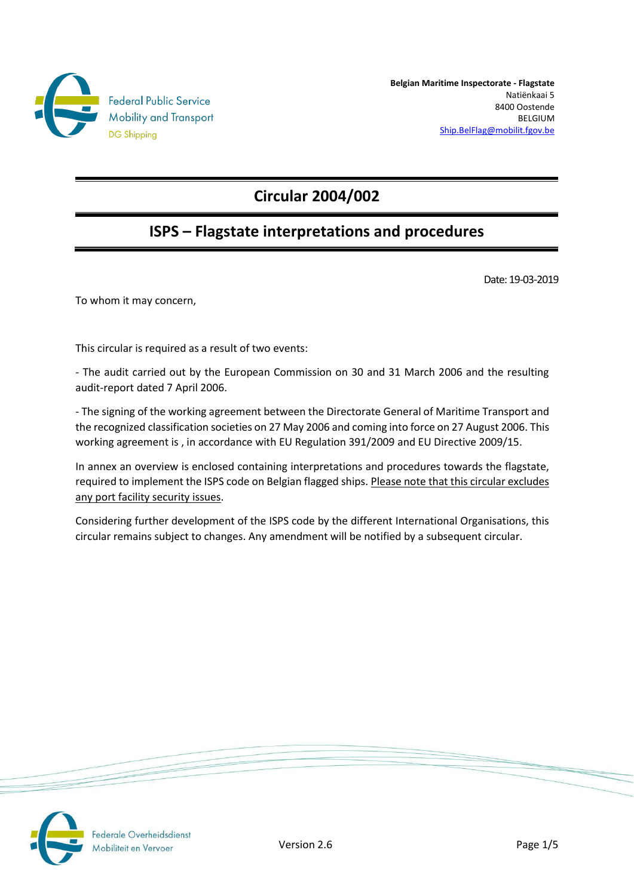Federal Public Service
Mobility and Transport
DG Shipping

**Belgian Maritime Inspectorate - Flagstate**
Natiënkaai 5
8400 Oostende
BELGIUM
Ship.BelFlag@mobilit.fgov.be

# Circular 2004/002

## ISPS – Flagstate interpretations and procedures

Date: 19-03-2019

To whom it may concern,

This circular is required as a result of two events:

- The audit carried out by the European Commission on 30 and 31 March 2006 and the resulting audit-report dated 7 April 2006.

- The signing of the working agreement between the Directorate General of Maritime Transport and the recognized classification societies on 27 May 2006 and coming into force on 27 August 2006. This working agreement is , in accordance with EU Regulation 391/2009 and EU Directive 2009/15.

In annex an overview is enclosed containing interpretations and procedures towards the flagstate, required to implement the ISPS code on Belgian flagged ships. Please note that this circular excludes any port facility security issues.

Considering further development of the ISPS code by the different International Organisations, this circular remains subject to changes. Any amendment will be notified by a subsequent circular.

Version 2.6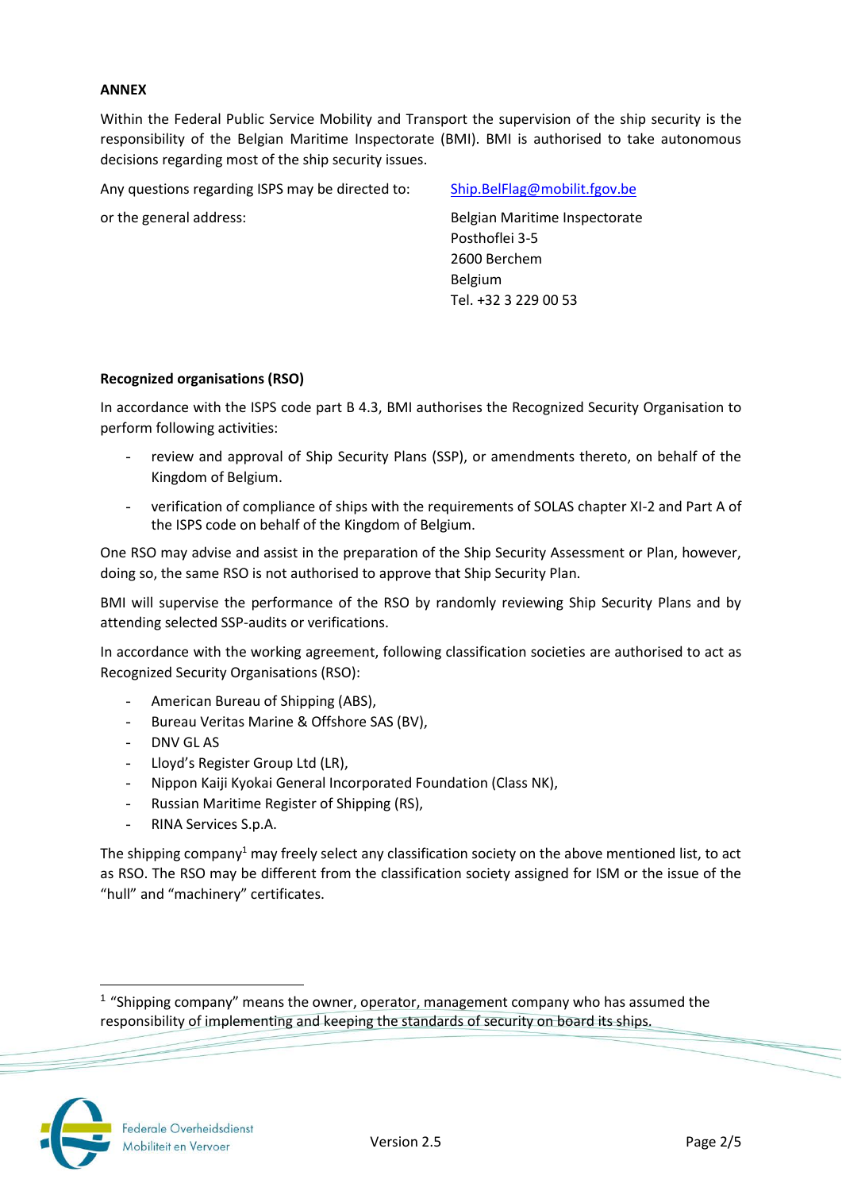**ANNEX**

Within the Federal Public Service Mobility and Transport the supervision of the ship security is the responsibility of the Belgian Maritime Inspectorate (BMI). BMI is authorised to take autonomous decisions regarding most of the ship security issues.

Any questions regarding ISPS may be directed to: Ship.BelFlag@mobilit.fgov.be

or the general address:

Belgian Maritime Inspectorate
Posthoflei 3-5
2600 Berchem
Belgium
Tel. +32 3 229 00 53

**Recognized organisations (RSO)**

In accordance with the ISPS code part B 4.3, BMI authorises the Recognized Security Organisation to perform following activities:

- review and approval of Ship Security Plans (SSP), or amendments thereto, on behalf of the Kingdom of Belgium.
- verification of compliance of ships with the requirements of SOLAS chapter XI-2 and Part A of the ISPS code on behalf of the Kingdom of Belgium.

One RSO may advise and assist in the preparation of the Ship Security Assessment or Plan, however, doing so, the same RSO is not authorised to approve that Ship Security Plan.

BMI will supervise the performance of the RSO by randomly reviewing Ship Security Plans and by attending selected SSP-audits or verifications.

In accordance with the working agreement, following classification societies are authorised to act as Recognized Security Organisations (RSO):

- American Bureau of Shipping (ABS),
- Bureau Veritas Marine & Offshore SAS (BV),
- DNV GL AS
- Lloyd's Register Group Ltd (LR),
- Nippon Kaiji Kyokai General Incorporated Foundation (Class NK),
- Russian Maritime Register of Shipping (RS),
- RINA Services S.p.A.

The shipping company[1] may freely select any classification society on the above mentioned list, to act as RSO. The RSO may be different from the classification society assigned for ISM or the issue of the "hull" and "machinery" certificates.

[1] "Shipping company" means the owner, operator, management company who has assumed the responsibility of implementing and keeping the standards of security on board its ships.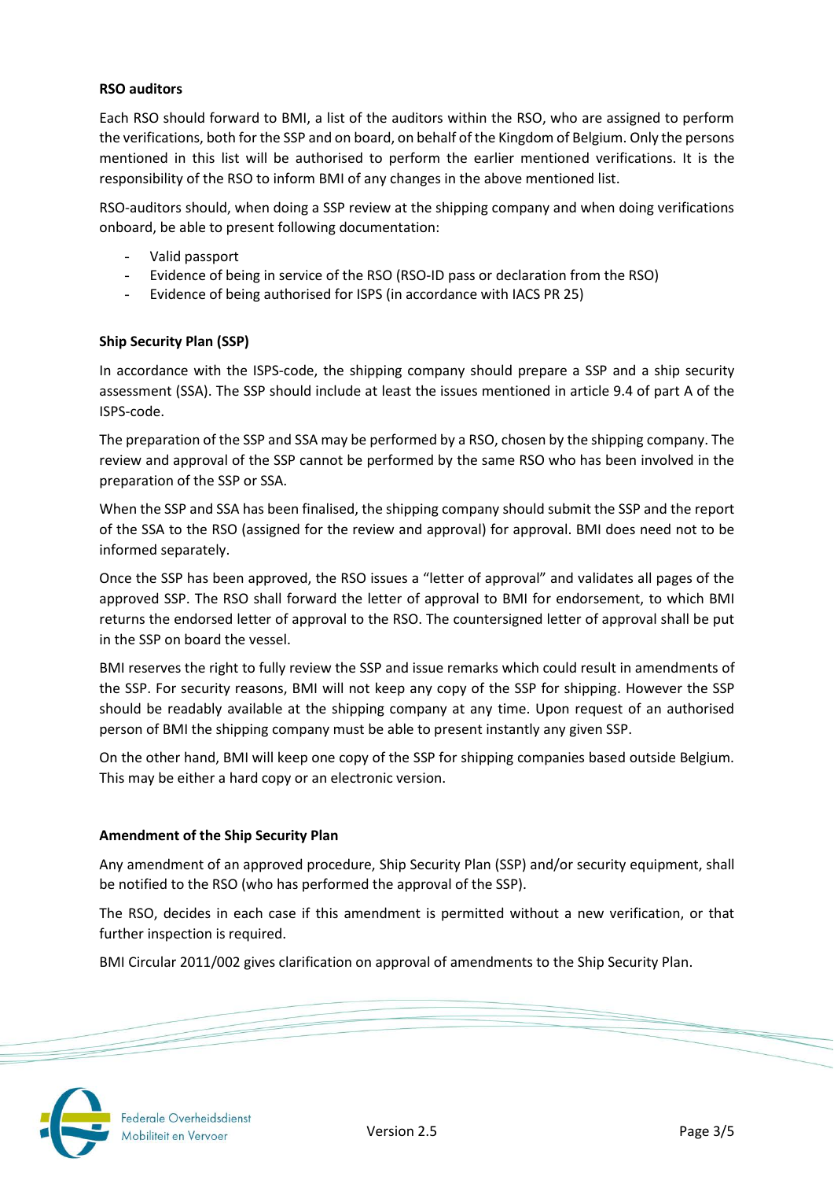**RSO auditors**

Each RSO should forward to BMI, a list of the auditors within the RSO, who are assigned to perform the verifications, both for the SSP and on board, on behalf of the Kingdom of Belgium. Only the persons mentioned in this list will be authorised to perform the earlier mentioned verifications. It is the responsibility of the RSO to inform BMI of any changes in the above mentioned list.

RSO-auditors should, when doing a SSP review at the shipping company and when doing verifications onboard, be able to present following documentation:

- Valid passport
- Evidence of being in service of the RSO (RSO-ID pass or declaration from the RSO)
- Evidence of being authorised for ISPS (in accordance with IACS PR 25)

**Ship Security Plan (SSP)**

In accordance with the ISPS-code, the shipping company should prepare a SSP and a ship security assessment (SSA). The SSP should include at least the issues mentioned in article 9.4 of part A of the ISPS-code.

The preparation of the SSP and SSA may be performed by a RSO, chosen by the shipping company. The review and approval of the SSP cannot be performed by the same RSO who has been involved in the preparation of the SSP or SSA.

When the SSP and SSA has been finalised, the shipping company should submit the SSP and the report of the SSA to the RSO (assigned for the review and approval) for approval. BMI does need not to be informed separately.

Once the SSP has been approved, the RSO issues a "letter of approval" and validates all pages of the approved SSP. The RSO shall forward the letter of approval to BMI for endorsement, to which BMI returns the endorsed letter of approval to the RSO. The countersigned letter of approval shall be put in the SSP on board the vessel.

BMI reserves the right to fully review the SSP and issue remarks which could result in amendments of the SSP. For security reasons, BMI will not keep any copy of the SSP for shipping. However the SSP should be readably available at the shipping company at any time. Upon request of an authorised person of BMI the shipping company must be able to present instantly any given SSP.

On the other hand, BMI will keep one copy of the SSP for shipping companies based outside Belgium. This may be either a hard copy or an electronic version.

**Amendment of the Ship Security Plan**

Any amendment of an approved procedure, Ship Security Plan (SSP) and/or security equipment, shall be notified to the RSO (who has performed the approval of the SSP).

The RSO, decides in each case if this amendment is permitted without a new verification, or that further inspection is required.

BMI Circular 2011/002 gives clarification on approval of amendments to the Ship Security Plan.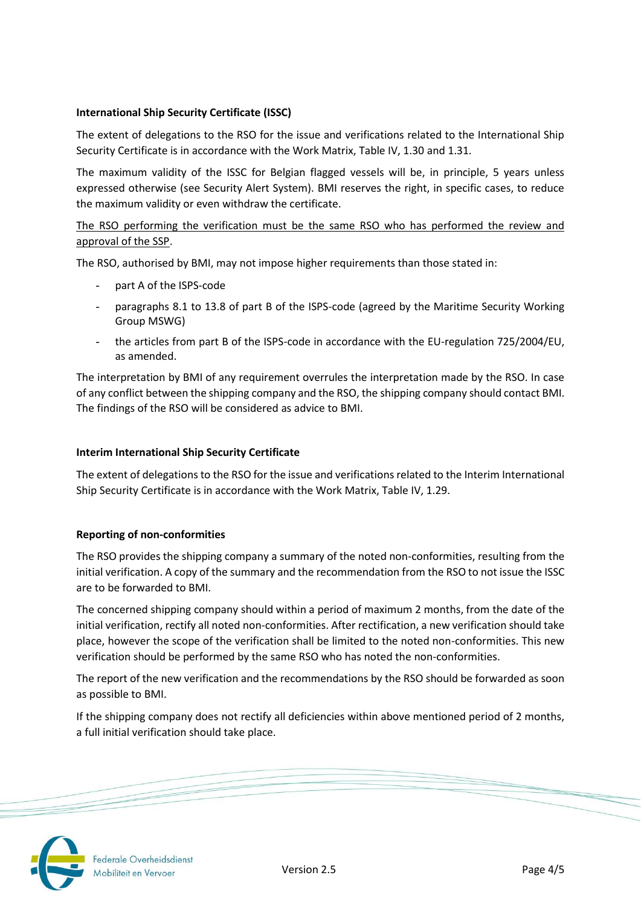**International Ship Security Certificate (ISSC)**

The extent of delegations to the RSO for the issue and verifications related to the International Ship Security Certificate is in accordance with the Work Matrix, Table IV, 1.30 and 1.31.

The maximum validity of the ISSC for Belgian flagged vessels will be, in principle, 5 years unless expressed otherwise (see Security Alert System). BMI reserves the right, in specific cases, to reduce the maximum validity or even withdraw the certificate.

<u>The RSO performing the verification must be the same RSO who has performed the review and approval of the SSP</u>.

The RSO, authorised by BMI, may not impose higher requirements than those stated in:

- part A of the ISPS-code
- paragraphs 8.1 to 13.8 of part B of the ISPS-code (agreed by the Maritime Security Working Group MSWG)
- the articles from part B of the ISPS-code in accordance with the EU-regulation 725/2004/EU, as amended.

The interpretation by BMI of any requirement overrules the interpretation made by the RSO. In case of any conflict between the shipping company and the RSO, the shipping company should contact BMI. The findings of the RSO will be considered as advice to BMI.

**Interim International Ship Security Certificate**

The extent of delegations to the RSO for the issue and verifications related to the Interim International Ship Security Certificate is in accordance with the Work Matrix, Table IV, 1.29.

**Reporting of non-conformities**

The RSO provides the shipping company a summary of the noted non-conformities, resulting from the initial verification. A copy of the summary and the recommendation from the RSO to not issue the ISSC are to be forwarded to BMI.

The concerned shipping company should within a period of maximum 2 months, from the date of the initial verification, rectify all noted non-conformities. After rectification, a new verification should take place, however the scope of the verification shall be limited to the noted non-conformities. This new verification should be performed by the same RSO who has noted the non-conformities.

The report of the new verification and the recommendations by the RSO should be forwarded as soon as possible to BMI.

If the shipping company does not rectify all deficiencies within above mentioned period of 2 months, a full initial verification should take place.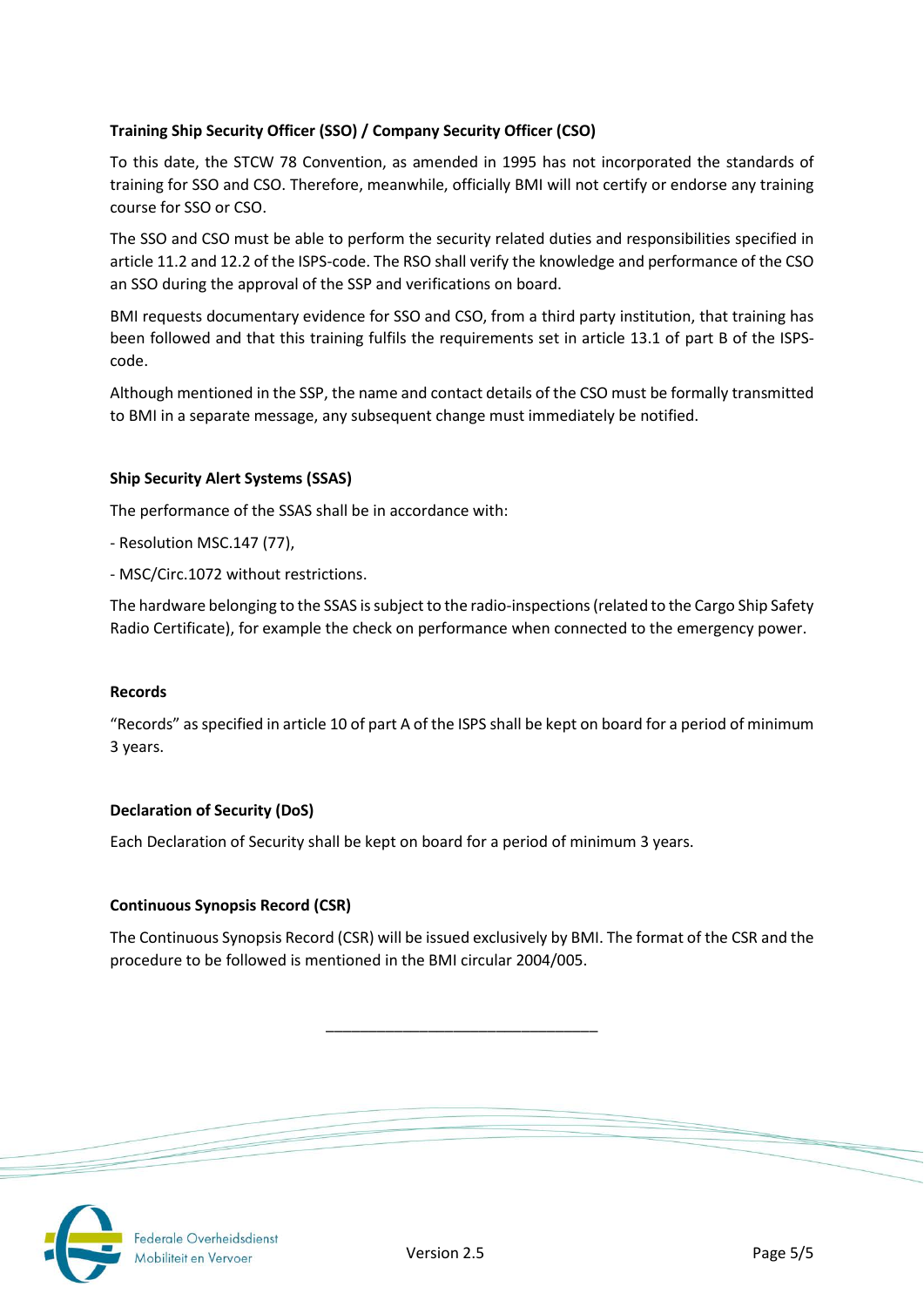**Training Ship Security Officer (SSO) / Company Security Officer (CSO)**

To this date, the STCW 78 Convention, as amended in 1995 has not incorporated the standards of training for SSO and CSO. Therefore, meanwhile, officially BMI will not certify or endorse any training course for SSO or CSO.

The SSO and CSO must be able to perform the security related duties and responsibilities specified in article 11.2 and 12.2 of the ISPS-code. The RSO shall verify the knowledge and performance of the CSO an SSO during the approval of the SSP and verifications on board.

BMI requests documentary evidence for SSO and CSO, from a third party institution, that training has been followed and that this training fulfils the requirements set in article 13.1 of part B of the ISPS-code.

Although mentioned in the SSP, the name and contact details of the CSO must be formally transmitted to BMI in a separate message, any subsequent change must immediately be notified.

**Ship Security Alert Systems (SSAS)**

The performance of the SSAS shall be in accordance with:

- Resolution MSC.147 (77),
- MSC/Circ.1072 without restrictions.

The hardware belonging to the SSAS is subject to the radio-inspections (related to the Cargo Ship Safety Radio Certificate), for example the check on performance when connected to the emergency power.

**Records**

“Records” as specified in article 10 of part A of the ISPS shall be kept on board for a period of minimum 3 years.

**Declaration of Security (DoS)**

Each Declaration of Security shall be kept on board for a period of minimum 3 years.

**Continuous Synopsis Record (CSR)**

The Continuous Synopsis Record (CSR) will be issued exclusively by BMI. The format of the CSR and the procedure to be followed is mentioned in the BMI circular 2004/005.

---